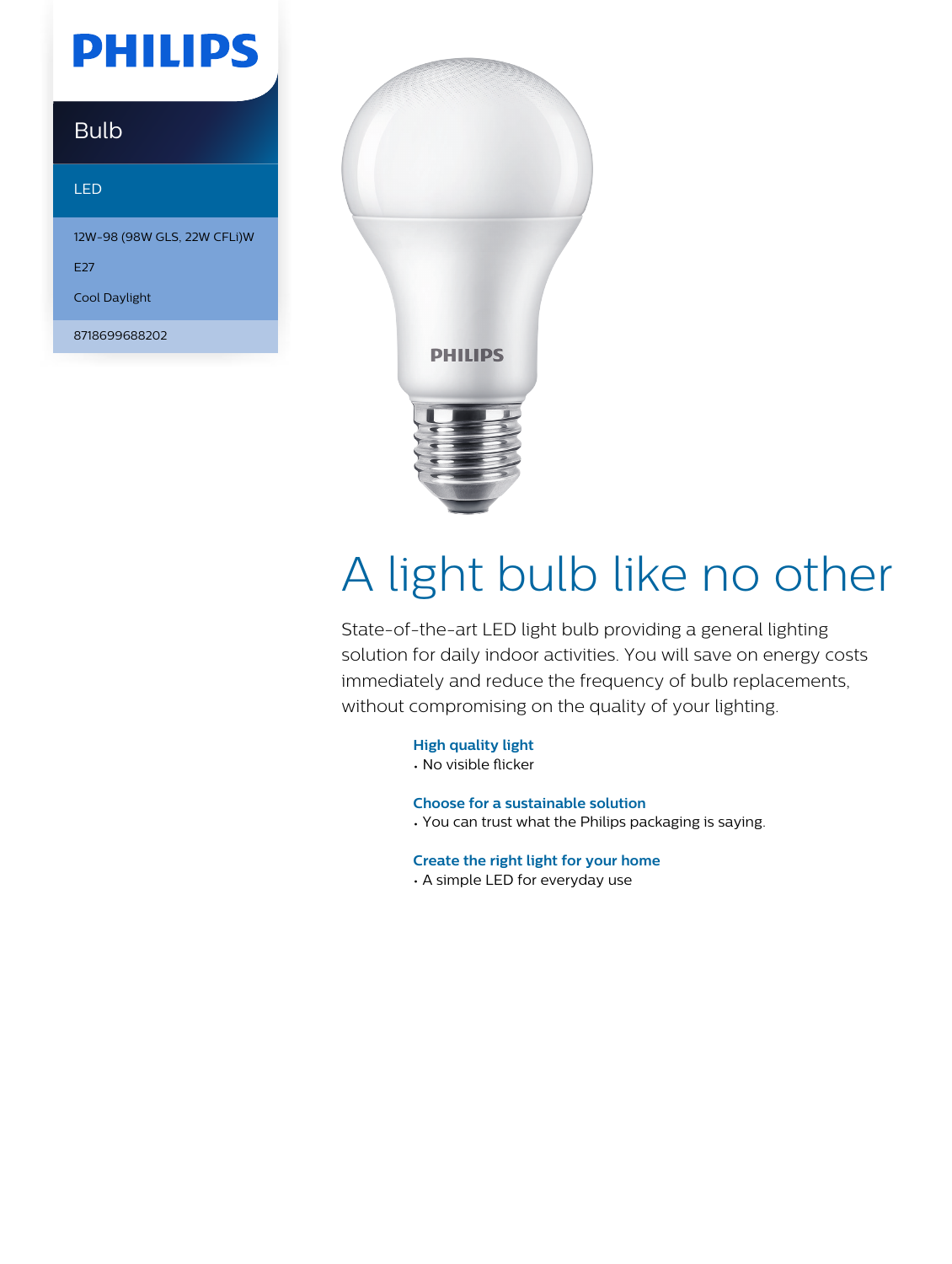PHILIPS

Bulb

LED

12W-98 (98W GLS, 22W CFLi)W

E27

Cool Daylight

8718699688202

# A light bulb like no other

State-of-the-art LED light bulb providing a general lighting solution for daily indoor activities. You will save on energy costs immediately and reduce the frequency of bulb replacements, without compromising on the quality of your lighting.

**High quality light**
- No visible flicker

**Choose for a sustainable solution**
- You can trust what the Philips packaging is saying.

**Create the right light for your home**
- A simple LED for everyday use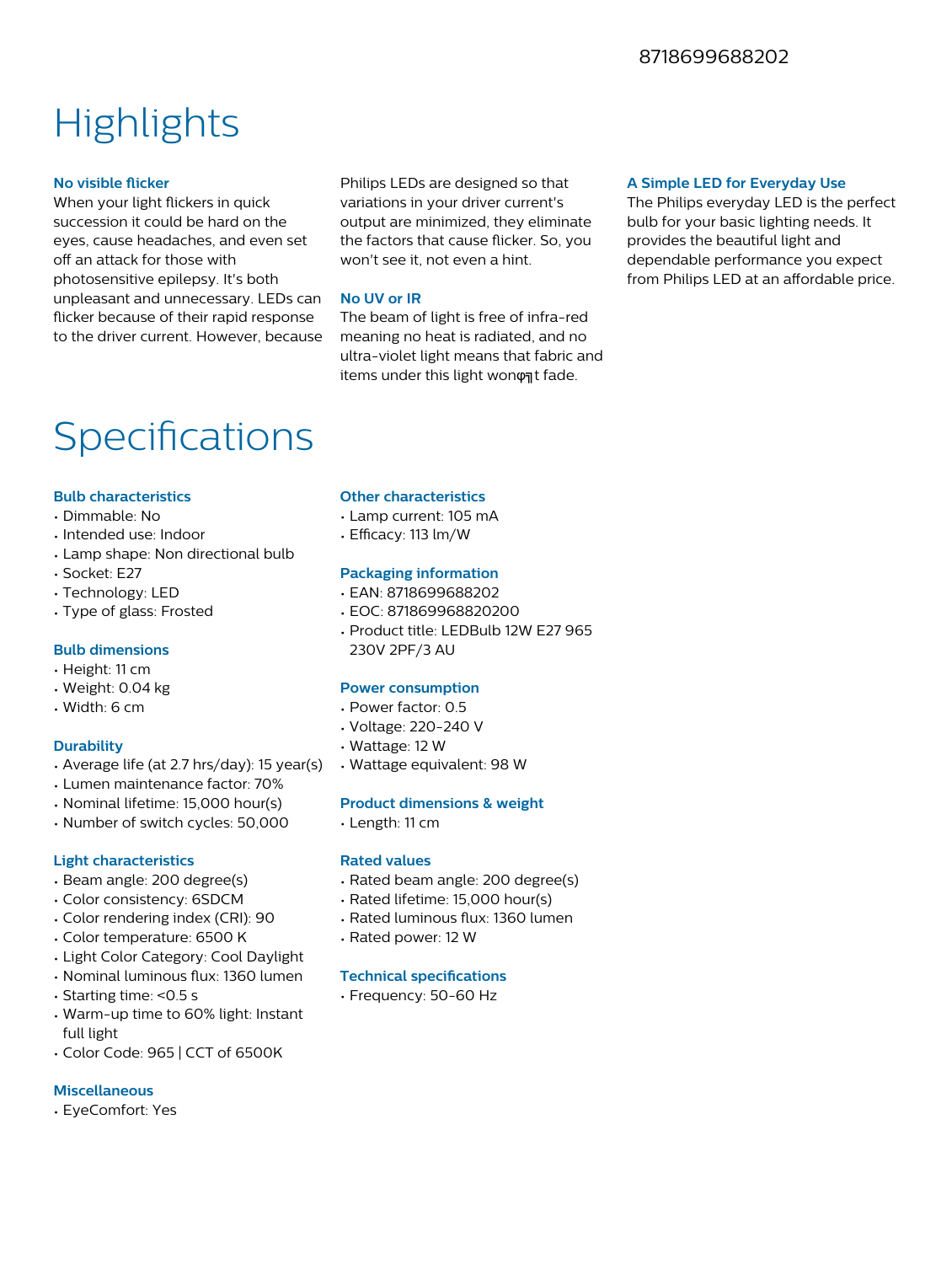8718699688202

# Highlights

### No visible flicker

When your light flickers in quick succession it could be hard on the eyes, cause headaches, and even set off an attack for those with photosensitive epilepsy. It's both unpleasant and unnecessary. LEDs can flicker because of their rapid response to the driver current. However, because Philips LEDs are designed so that variations in your driver current's output are minimized, they eliminate the factors that cause flicker. So, you won't see it, not even a hint.

### No UV or IR

The beam of light is free of infra-red meaning no heat is radiated, and no ultra-violet light means that fabric and items under this light wonφ╗t fade.

### A Simple LED for Everyday Use

The Philips everyday LED is the perfect bulb for your basic lighting needs. It provides the beautiful light and dependable performance you expect from Philips LED at an affordable price.

# Specifications

### Bulb characteristics

- Dimmable: No
- Intended use: Indoor
- Lamp shape: Non directional bulb
- Socket: E27
- Technology: LED
- Type of glass: Frosted

### Bulb dimensions

- Height: 11 cm
- Weight: 0.04 kg
- Width: 6 cm

### Durability

- Average life (at 2.7 hrs/day): 15 year(s)
- Lumen maintenance factor: 70%
- Nominal lifetime: 15,000 hour(s)
- Number of switch cycles: 50,000

### Light characteristics

- Beam angle: 200 degree(s)
- Color consistency: 6SDCM
- Color rendering index (CRI): 90
- Color temperature: 6500 K
- Light Color Category: Cool Daylight
- Nominal luminous flux: 1360 lumen
- Starting time: <0.5 s
- Warm-up time to 60% light: Instant full light
- Color Code: 965 | CCT of 6500K

### Miscellaneous

- EyeComfort: Yes

### Other characteristics

- Lamp current: 105 mA
- Efficacy: 113 lm/W

### Packaging information

- EAN: 8718699688202
- EOC: 871869968820200
- Product title: LEDBulb 12W E27 965 230V 2PF/3 AU

### Power consumption

- Power factor: 0.5
- Voltage: 220-240 V
- Wattage: 12 W
- Wattage equivalent: 98 W

### Product dimensions & weight

- Length: 11 cm

### Rated values

- Rated beam angle: 200 degree(s)
- Rated lifetime: 15,000 hour(s)
- Rated luminous flux: 1360 lumen
- Rated power: 12 W

### Technical specifications

- Frequency: 50-60 Hz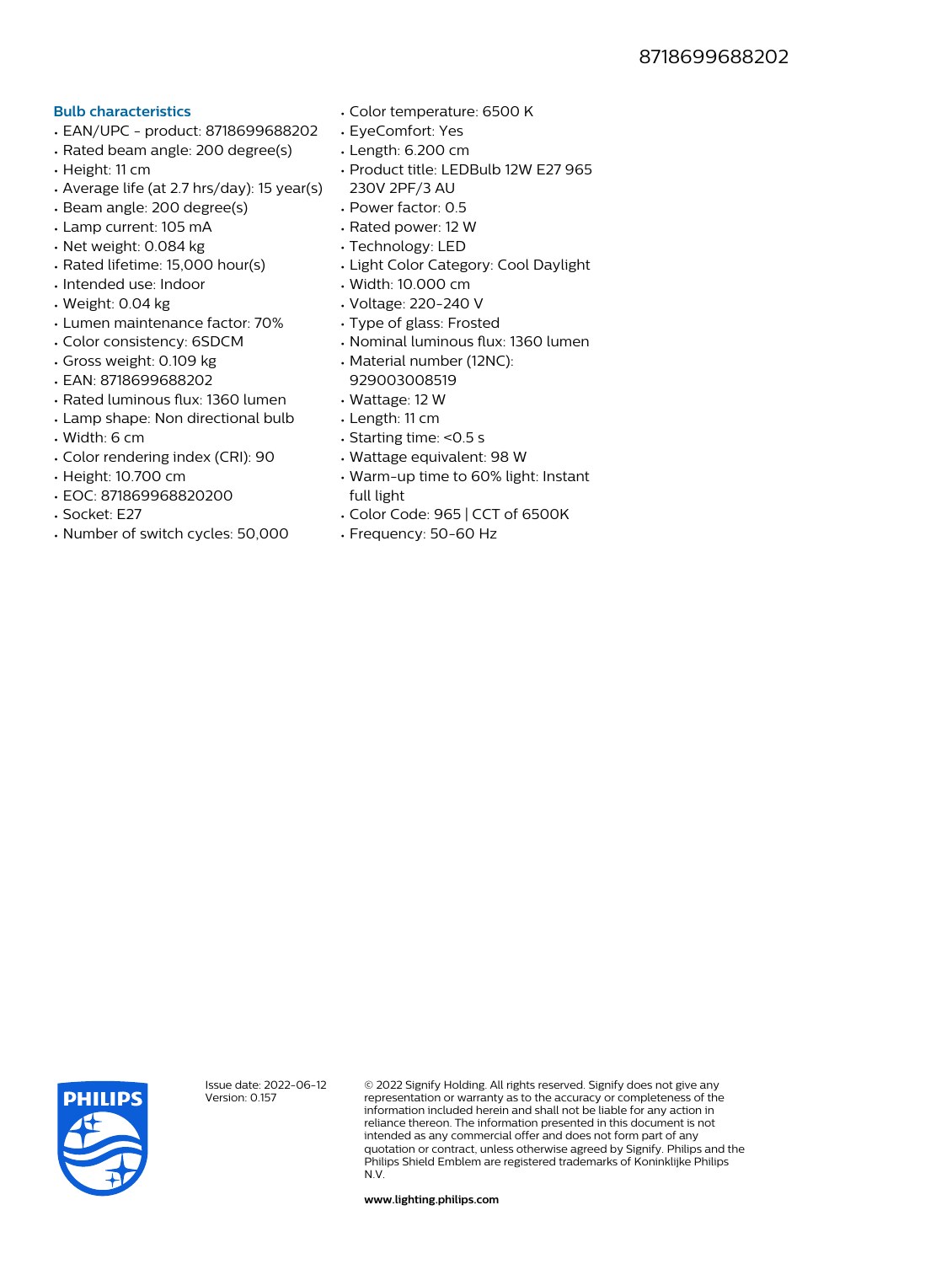8718699688202

### Bulb characteristics

- EAN/UPC - product: 8718699688202
- Rated beam angle: 200 degree(s)
- Height: 11 cm
- Average life (at 2.7 hrs/day): 15 year(s)
- Beam angle: 200 degree(s)
- Lamp current: 105 mA
- Net weight: 0.084 kg
- Rated lifetime: 15,000 hour(s)
- Intended use: Indoor
- Weight: 0.04 kg
- Lumen maintenance factor: 70%
- Color consistency: 6SDCM
- Gross weight: 0.109 kg
- EAN: 8718699688202
- Rated luminous flux: 1360 lumen
- Lamp shape: Non directional bulb
- Width: 6 cm
- Color rendering index (CRI): 90
- Height: 10.700 cm
- EOC: 871869968820200
- Socket: E27
- Number of switch cycles: 50,000
- Color temperature: 6500 K
- EyeComfort: Yes
- Length: 6.200 cm
- Product title: LEDBulb 12W E27 965 230V 2PF/3 AU
- Power factor: 0.5
- Rated power: 12 W
- Technology: LED
- Light Color Category: Cool Daylight
- Width: 10.000 cm
- Voltage: 220-240 V
- Type of glass: Frosted
- Nominal luminous flux: 1360 lumen
- Material number (12NC): 929003008519
- Wattage: 12 W
- Length: 11 cm
- Starting time: <0.5 s
- Wattage equivalent: 98 W
- Warm-up time to 60% light: Instant full light
- Color Code: 965 | CCT of 6500K
- Frequency: 50-60 Hz

Issue date: 2022-06-12
Version: 0.157

© 2022 Signify Holding. All rights reserved. Signify does not give any representation or warranty as to the accuracy or completeness of the information included herein and shall not be liable for any action in reliance thereon. The information presented in this document is not intended as any commercial offer and does not form part of any quotation or contract, unless otherwise agreed by Signify. Philips and the Philips Shield Emblem are registered trademarks of Koninklijke Philips N.V.

**www.lighting.philips.com**